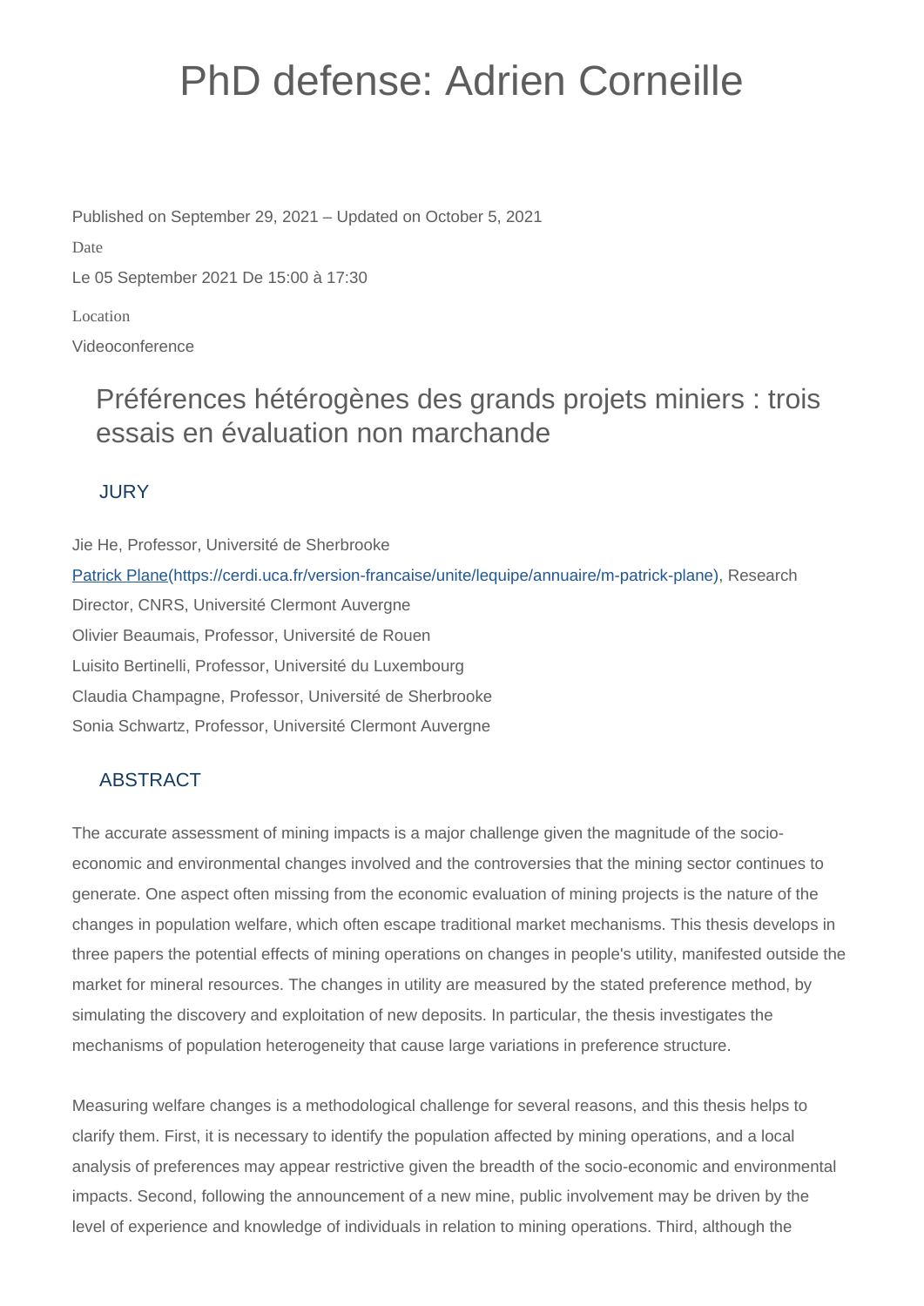# PhD defense: Adrien Corneille

Published on September 29, 2021 – Updated on October 5, 2021

Date

Le 05 September 2021 De 15:00 à 17:30

Location

Videoconference

## Préférences hétérogènes des grands projets miniers : trois essais en évaluation non marchande

### JURY

Jie He, Professor, Université de Sherbrooke

[Patrick Plane](https://cerdi.uca.fr/version-francaise/unite/lequipe/annuaire/m-patrick-plane), Research Director, CNRS, Université Clermont Auvergne

Olivier Beaumais, Professor, Université de Rouen

Luisito Bertinelli, Professor, Université du Luxembourg

Claudia Champagne, Professor, Université de Sherbrooke

Sonia Schwartz, Professor, Université Clermont Auvergne

### ABSTRACT

The accurate assessment of mining impacts is a major challenge given the magnitude of the socio-economic and environmental changes involved and the controversies that the mining sector continues to generate. One aspect often missing from the economic evaluation of mining projects is the nature of the changes in population welfare, which often escape traditional market mechanisms. This thesis develops in three papers the potential effects of mining operations on changes in people's utility, manifested outside the market for mineral resources. The changes in utility are measured by the stated preference method, by simulating the discovery and exploitation of new deposits. In particular, the thesis investigates the mechanisms of population heterogeneity that cause large variations in preference structure.

Measuring welfare changes is a methodological challenge for several reasons, and this thesis helps to clarify them. First, it is necessary to identify the population affected by mining operations, and a local analysis of preferences may appear restrictive given the breadth of the socio-economic and environmental impacts. Second, following the announcement of a new mine, public involvement may be driven by the level of experience and knowledge of individuals in relation to mining operations. Third, although the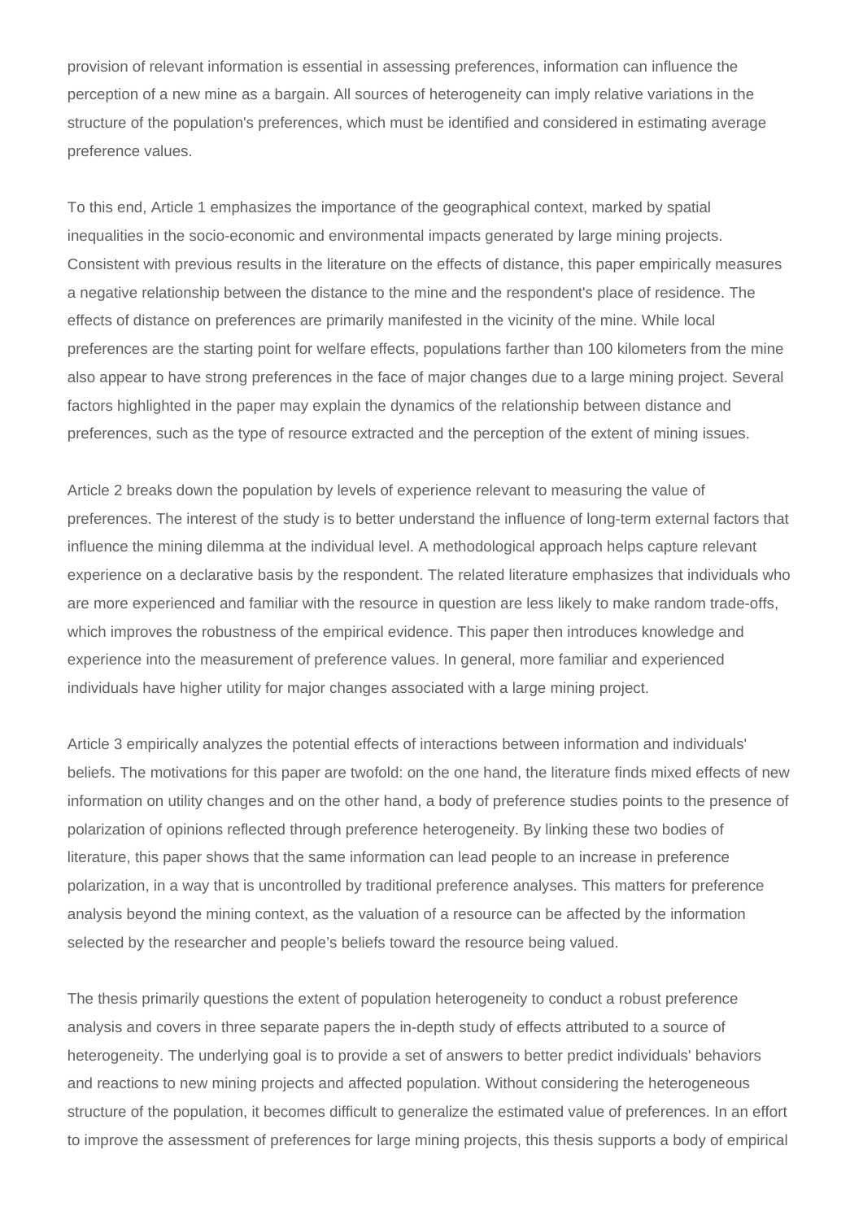provision of relevant information is essential in assessing preferences, information can influence the perception of a new mine as a bargain. All sources of heterogeneity can imply relative variations in the structure of the population's preferences, which must be identified and considered in estimating average preference values.

To this end, Article 1 emphasizes the importance of the geographical context, marked by spatial inequalities in the socio-economic and environmental impacts generated by large mining projects. Consistent with previous results in the literature on the effects of distance, this paper empirically measures a negative relationship between the distance to the mine and the respondent's place of residence. The effects of distance on preferences are primarily manifested in the vicinity of the mine. While local preferences are the starting point for welfare effects, populations farther than 100 kilometers from the mine also appear to have strong preferences in the face of major changes due to a large mining project. Several factors highlighted in the paper may explain the dynamics of the relationship between distance and preferences, such as the type of resource extracted and the perception of the extent of mining issues.

Article 2 breaks down the population by levels of experience relevant to measuring the value of preferences. The interest of the study is to better understand the influence of long-term external factors that influence the mining dilemma at the individual level. A methodological approach helps capture relevant experience on a declarative basis by the respondent. The related literature emphasizes that individuals who are more experienced and familiar with the resource in question are less likely to make random trade-offs, which improves the robustness of the empirical evidence. This paper then introduces knowledge and experience into the measurement of preference values. In general, more familiar and experienced individuals have higher utility for major changes associated with a large mining project.

Article 3 empirically analyzes the potential effects of interactions between information and individuals' beliefs. The motivations for this paper are twofold: on the one hand, the literature finds mixed effects of new information on utility changes and on the other hand, a body of preference studies points to the presence of polarization of opinions reflected through preference heterogeneity. By linking these two bodies of literature, this paper shows that the same information can lead people to an increase in preference polarization, in a way that is uncontrolled by traditional preference analyses. This matters for preference analysis beyond the mining context, as the valuation of a resource can be affected by the information selected by the researcher and people's beliefs toward the resource being valued.

The thesis primarily questions the extent of population heterogeneity to conduct a robust preference analysis and covers in three separate papers the in-depth study of effects attributed to a source of heterogeneity. The underlying goal is to provide a set of answers to better predict individuals' behaviors and reactions to new mining projects and affected population. Without considering the heterogeneous structure of the population, it becomes difficult to generalize the estimated value of preferences. In an effort to improve the assessment of preferences for large mining projects, this thesis supports a body of empirical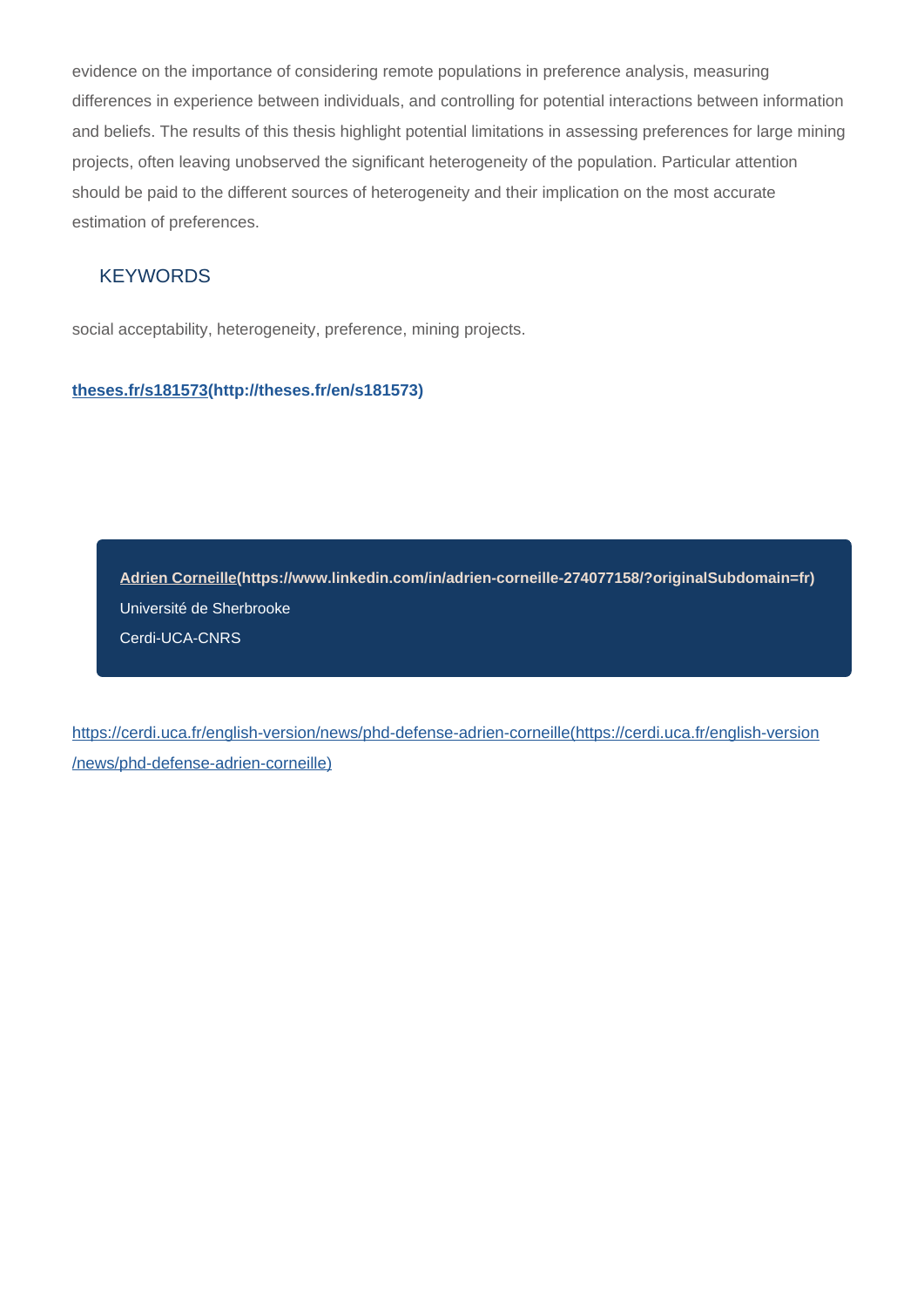evidence on the importance of considering remote populations in preference analysis, measuring differences in experience between individuals, and controlling for potential interactions between information and beliefs. The results of this thesis highlight potential limitations in assessing preferences for large mining projects, often leaving unobserved the significant heterogeneity of the population. Particular attention should be paid to the different sources of heterogeneity and their implication on the most accurate estimation of preferences.

## KEYWORDS

social acceptability, heterogeneity, preference, mining projects.

**theses.fr/s181573(http://theses.fr/en/s181573)**

**Adrien Corneille(https://www.linkedin.com/in/adrien-corneille-274077158/?originalSubdomain=fr)**
Université de Sherbrooke
Cerdi-UCA-CNRS

https://cerdi.uca.fr/english-version/news/phd-defense-adrien-corneille(https://cerdi.uca.fr/english-version/news/phd-defense-adrien-corneille)